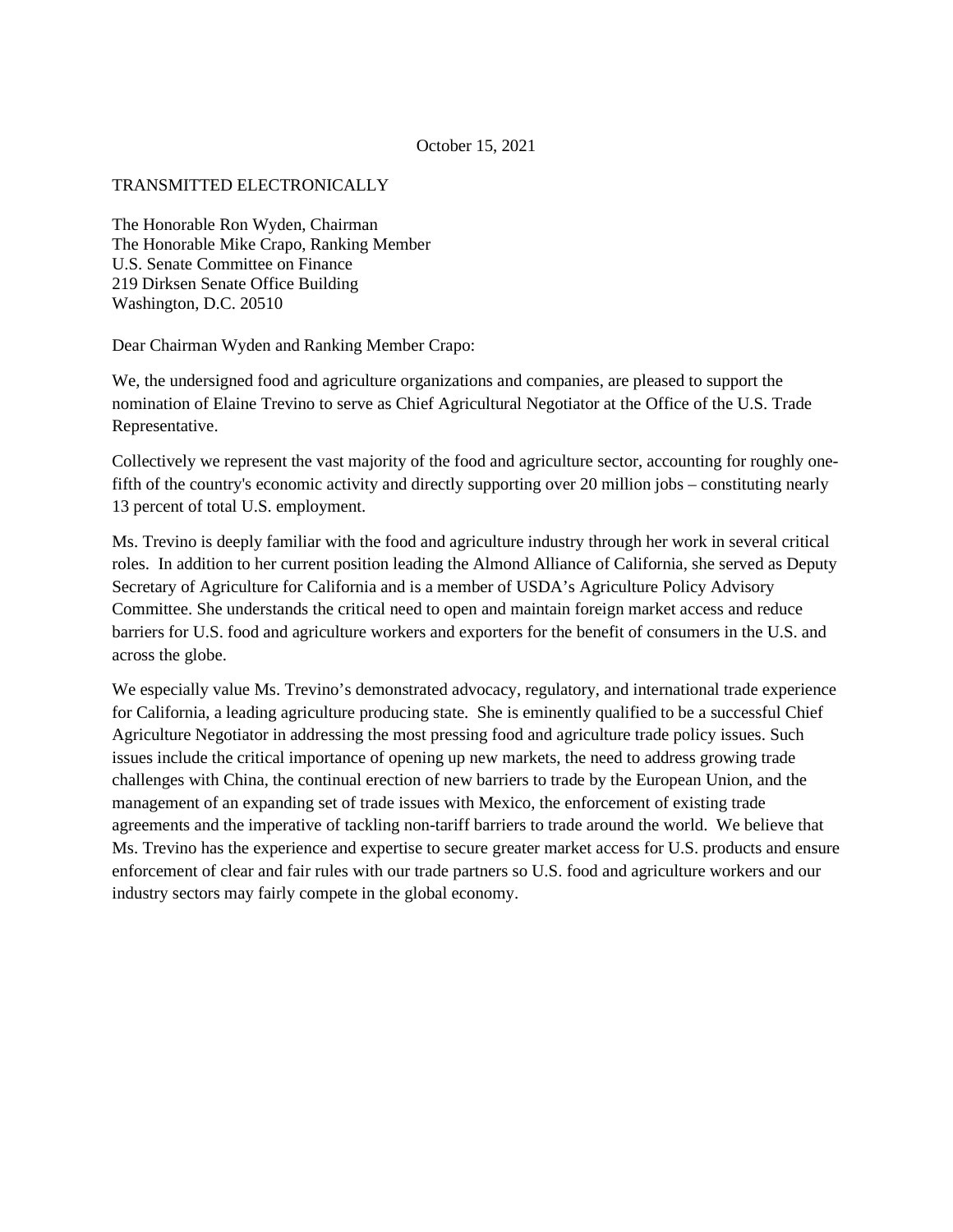October 15, 2021

TRANSMITTED ELECTRONICALLY

The Honorable Ron Wyden, Chairman
The Honorable Mike Crapo, Ranking Member
U.S. Senate Committee on Finance
219 Dirksen Senate Office Building
Washington, D.C. 20510

Dear Chairman Wyden and Ranking Member Crapo:

We, the undersigned food and agriculture organizations and companies, are pleased to support the nomination of Elaine Trevino to serve as Chief Agricultural Negotiator at the Office of the U.S. Trade Representative.

Collectively we represent the vast majority of the food and agriculture sector, accounting for roughly one-fifth of the country's economic activity and directly supporting over 20 million jobs – constituting nearly 13 percent of total U.S. employment.

Ms. Trevino is deeply familiar with the food and agriculture industry through her work in several critical roles. In addition to her current position leading the Almond Alliance of California, she served as Deputy Secretary of Agriculture for California and is a member of USDA's Agriculture Policy Advisory Committee. She understands the critical need to open and maintain foreign market access and reduce barriers for U.S. food and agriculture workers and exporters for the benefit of consumers in the U.S. and across the globe.

We especially value Ms. Trevino's demonstrated advocacy, regulatory, and international trade experience for California, a leading agriculture producing state. She is eminently qualified to be a successful Chief Agriculture Negotiator in addressing the most pressing food and agriculture trade policy issues. Such issues include the critical importance of opening up new markets, the need to address growing trade challenges with China, the continual erection of new barriers to trade by the European Union, and the management of an expanding set of trade issues with Mexico, the enforcement of existing trade agreements and the imperative of tackling non-tariff barriers to trade around the world. We believe that Ms. Trevino has the experience and expertise to secure greater market access for U.S. products and ensure enforcement of clear and fair rules with our trade partners so U.S. food and agriculture workers and our industry sectors may fairly compete in the global economy.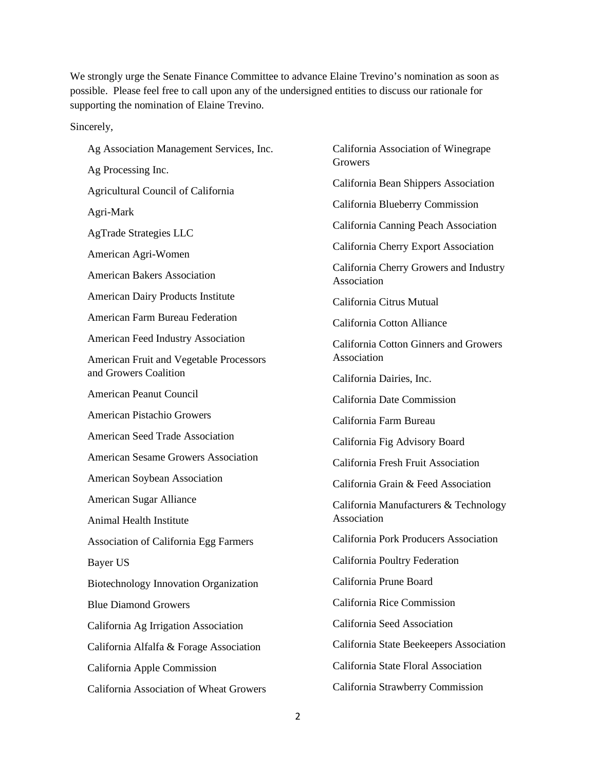We strongly urge the Senate Finance Committee to advance Elaine Trevino's nomination as soon as possible. Please feel free to call upon any of the undersigned entities to discuss our rationale for supporting the nomination of Elaine Trevino.

Sincerely,

Ag Association Management Services, Inc.

Ag Processing Inc.

Agricultural Council of California

Agri-Mark

AgTrade Strategies LLC

American Agri-Women

American Bakers Association

American Dairy Products Institute

American Farm Bureau Federation

American Feed Industry Association

American Fruit and Vegetable Processors and Growers Coalition

American Peanut Council

American Pistachio Growers

American Seed Trade Association

American Sesame Growers Association

American Soybean Association

American Sugar Alliance

Animal Health Institute

Association of California Egg Farmers

Bayer US

Biotechnology Innovation Organization

Blue Diamond Growers

California Ag Irrigation Association

California Alfalfa & Forage Association

California Apple Commission

California Association of Wheat Growers

California Association of Winegrape Growers

California Bean Shippers Association

California Blueberry Commission

California Canning Peach Association

California Cherry Export Association

California Cherry Growers and Industry Association

California Citrus Mutual

California Cotton Alliance

California Cotton Ginners and Growers Association

California Dairies, Inc.

California Date Commission

California Farm Bureau

California Fig Advisory Board

California Fresh Fruit Association

California Grain & Feed Association

California Manufacturers & Technology Association

California Pork Producers Association

California Poultry Federation

California Prune Board

California Rice Commission

California Seed Association

California State Beekeepers Association

California State Floral Association

California Strawberry Commission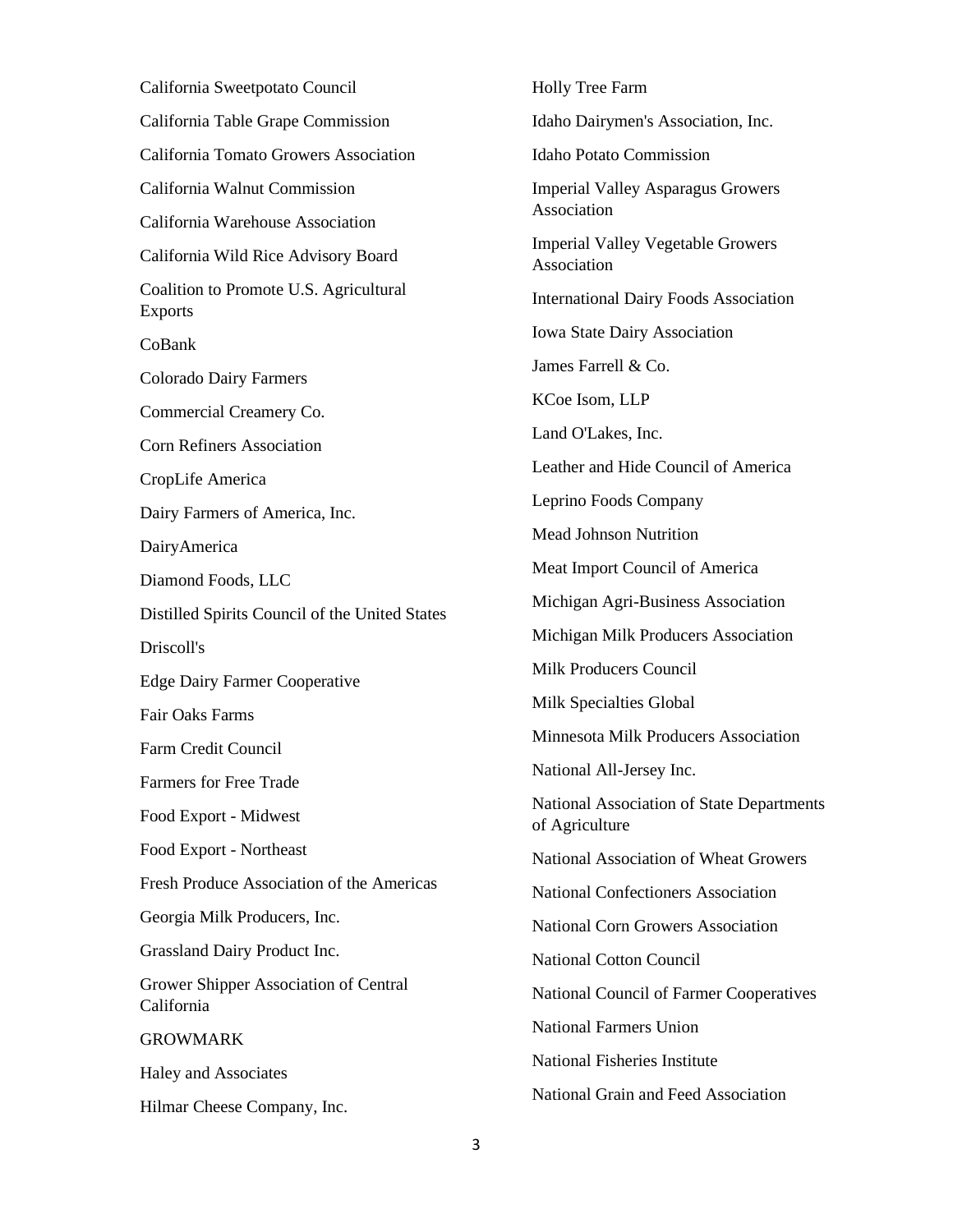California Sweetpotato Council

California Table Grape Commission

California Tomato Growers Association

California Walnut Commission

California Warehouse Association

California Wild Rice Advisory Board

Coalition to Promote U.S. Agricultural Exports

CoBank

Colorado Dairy Farmers

Commercial Creamery Co.

Corn Refiners Association

CropLife America

Dairy Farmers of America, Inc.

DairyAmerica

Diamond Foods, LLC

Distilled Spirits Council of the United States

Driscoll's

Edge Dairy Farmer Cooperative

Fair Oaks Farms

Farm Credit Council

Farmers for Free Trade

Food Export - Midwest

Food Export - Northeast

Fresh Produce Association of the Americas

Georgia Milk Producers, Inc.

Grassland Dairy Product Inc.

Grower Shipper Association of Central California

GROWMARK

Haley and Associates

Hilmar Cheese Company, Inc.

Holly Tree Farm

Idaho Dairymen's Association, Inc.

Idaho Potato Commission

Imperial Valley Asparagus Growers Association

Imperial Valley Vegetable Growers Association

International Dairy Foods Association

Iowa State Dairy Association

James Farrell & Co.

KCoe Isom, LLP

Land O'Lakes, Inc.

Leather and Hide Council of America

Leprino Foods Company

Mead Johnson Nutrition

Meat Import Council of America

Michigan Agri-Business Association

Michigan Milk Producers Association

Milk Producers Council

Milk Specialties Global

Minnesota Milk Producers Association

National All-Jersey Inc.

National Association of State Departments of Agriculture

National Association of Wheat Growers

National Confectioners Association

National Corn Growers Association

National Cotton Council

National Council of Farmer Cooperatives

National Farmers Union

National Fisheries Institute

National Grain and Feed Association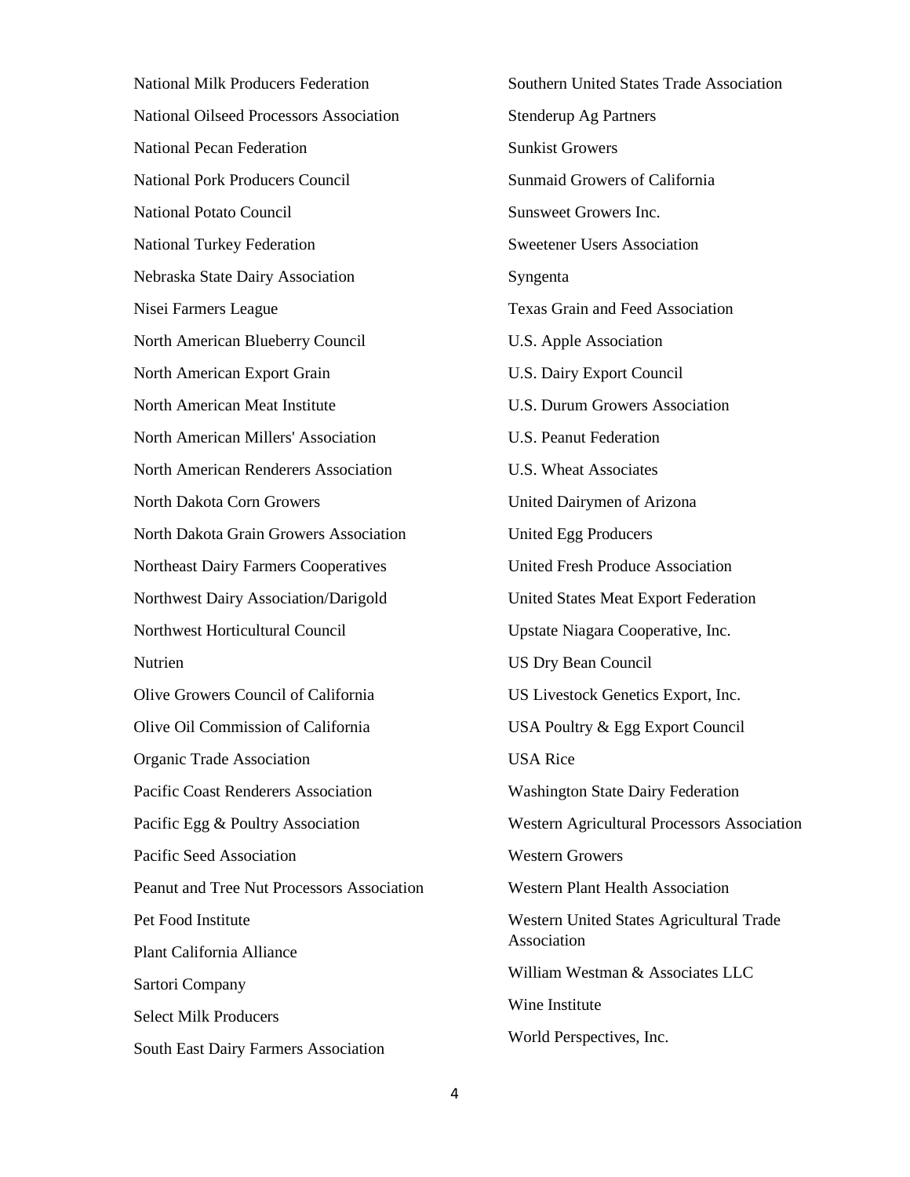National Milk Producers Federation

National Oilseed Processors Association

National Pecan Federation

National Pork Producers Council

National Potato Council

National Turkey Federation

Nebraska State Dairy Association

Nisei Farmers League

North American Blueberry Council

North American Export Grain

North American Meat Institute

North American Millers' Association

North American Renderers Association

North Dakota Corn Growers

North Dakota Grain Growers Association

Northeast Dairy Farmers Cooperatives

Northwest Dairy Association/Darigold

Northwest Horticultural Council

Nutrien

Olive Growers Council of California

Olive Oil Commission of California

Organic Trade Association

Pacific Coast Renderers Association

Pacific Egg & Poultry Association

Pacific Seed Association

Peanut and Tree Nut Processors Association

Pet Food Institute

Plant California Alliance

Sartori Company

Select Milk Producers

South East Dairy Farmers Association

Southern United States Trade Association

Stenderup Ag Partners

Sunkist Growers

Sunmaid Growers of California

Sunsweet Growers Inc.

Sweetener Users Association

Syngenta

Texas Grain and Feed Association

U.S. Apple Association

U.S. Dairy Export Council

U.S. Durum Growers Association

U.S. Peanut Federation

U.S. Wheat Associates

United Dairymen of Arizona

United Egg Producers

United Fresh Produce Association

United States Meat Export Federation

Upstate Niagara Cooperative, Inc.

US Dry Bean Council

US Livestock Genetics Export, Inc.

USA Poultry & Egg Export Council

USA Rice

Washington State Dairy Federation

Western Agricultural Processors Association

Western Growers

Western Plant Health Association

Western United States Agricultural Trade Association

William Westman & Associates LLC

Wine Institute

World Perspectives, Inc.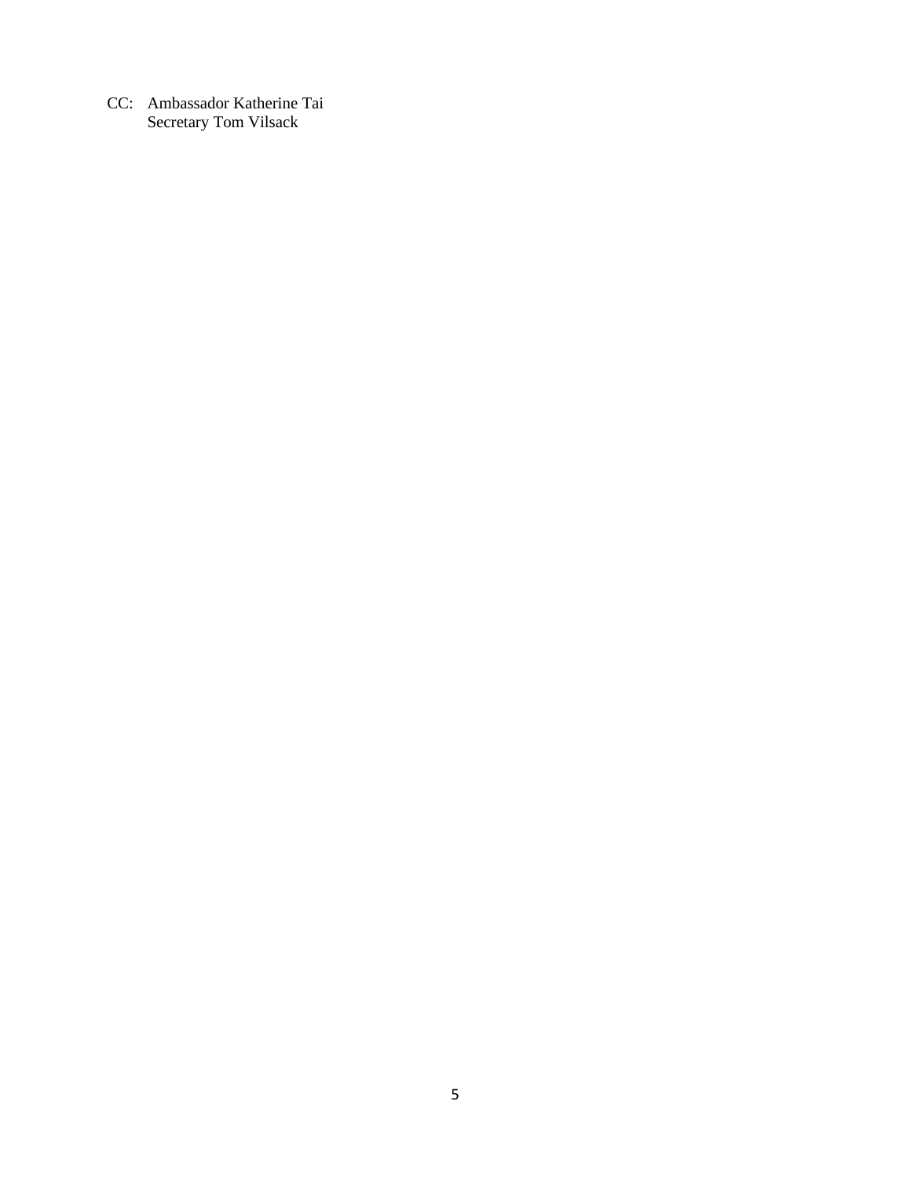CC: Ambassador Katherine Tai
Secretary Tom Vilsack